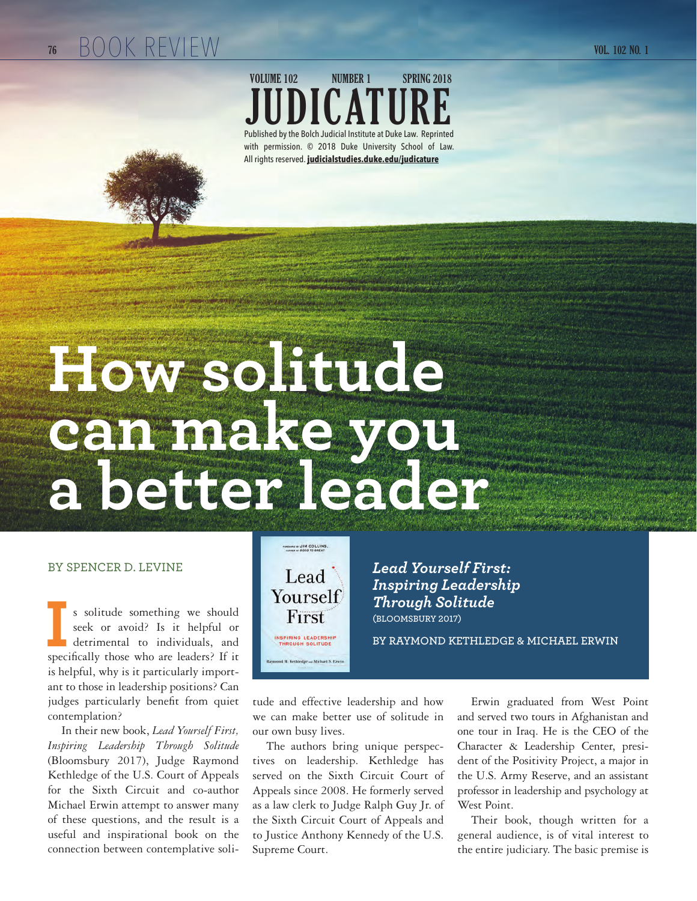VOLUME 102 NUMBER 1 SPRING 2018

JUDICATURE

Published by the Bolch Judicial Institute at Duke Law. Reprinted with permission. © 2018 Duke University School of Law. All rights reserved. judicialstudies.duke.edu/judicature

# How solitude can make you a better leader

BY SPENCER D. LEVINE

***Lead Yourself First: Inspiring Leadership Through Solitude***
(BLOOMSBURY 2017)

**BY RAYMOND KETHLEDGE & MICHAEL ERWIN**

Is solitude something we should seek or avoid? Is it helpful or detrimental to individuals, and specifically those who are leaders? If it is helpful, why is it particularly important to those in leadership positions? Can judges particularly benefit from quiet contemplation?

In their new book, *Lead Yourself First, Inspiring Leadership Through Solitude* (Bloomsbury 2017), Judge Raymond Kethledge of the U.S. Court of Appeals for the Sixth Circuit and co-author Michael Erwin attempt to answer many of these questions, and the result is a useful and inspirational book on the connection between contemplative solitude and effective leadership and how we can make better use of solitude in our own busy lives.

The authors bring unique perspectives on leadership. Kethledge has served on the Sixth Circuit Court of Appeals since 2008. He formerly served as a law clerk to Judge Ralph Guy Jr. of the Sixth Circuit Court of Appeals and to Justice Anthony Kennedy of the U.S. Supreme Court.

Erwin graduated from West Point and served two tours in Afghanistan and one tour in Iraq. He is the CEO of the Character & Leadership Center, president of the Positivity Project, a major in the U.S. Army Reserve, and an assistant professor in leadership and psychology at West Point.

Their book, though written for a general audience, is of vital interest to the entire judiciary. The basic premise is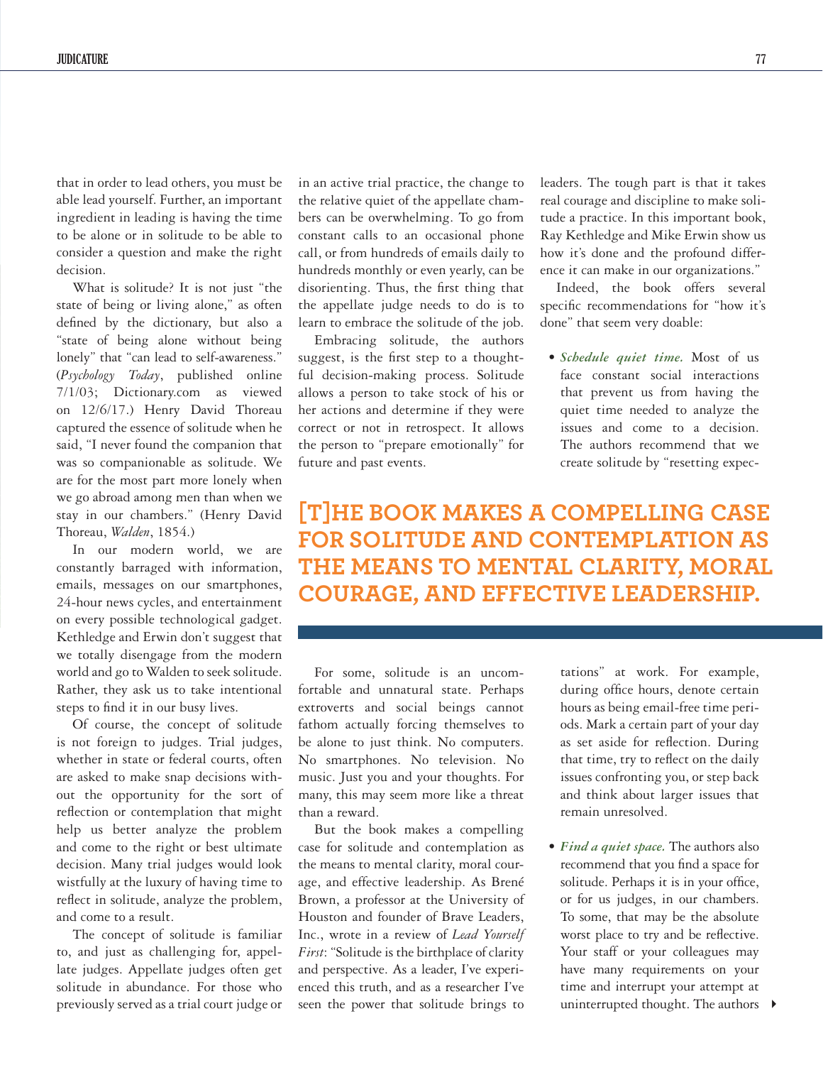that in order to lead others, you must be able lead yourself. Further, an important ingredient in leading is having the time to be alone or in solitude to be able to consider a question and make the right decision.

What is solitude? It is not just "the state of being or living alone," as often defined by the dictionary, but also a "state of being alone without being lonely" that "can lead to self-awareness." (*Psychology Today*, published online 7/1/03; Dictionary.com as viewed on 12/6/17.) Henry David Thoreau captured the essence of solitude when he said, "I never found the companion that was so companionable as solitude. We are for the most part more lonely when we go abroad among men than when we stay in our chambers." (Henry David Thoreau, *Walden*, 1854.)

In our modern world, we are constantly barraged with information, emails, messages on our smartphones, 24-hour news cycles, and entertainment on every possible technological gadget. Kethledge and Erwin don't suggest that we totally disengage from the modern world and go to Walden to seek solitude. Rather, they ask us to take intentional steps to find it in our busy lives.

Of course, the concept of solitude is not foreign to judges. Trial judges, whether in state or federal courts, often are asked to make snap decisions without the opportunity for the sort of reflection or contemplation that might help us better analyze the problem and come to the right or best ultimate decision. Many trial judges would look wistfully at the luxury of having time to reflect in solitude, analyze the problem, and come to a result.

The concept of solitude is familiar to, and just as challenging for, appellate judges. Appellate judges often get solitude in abundance. For those who previously served as a trial court judge or in an active trial practice, the change to the relative quiet of the appellate chambers can be overwhelming. To go from constant calls to an occasional phone call, or from hundreds of emails daily to hundreds monthly or even yearly, can be disorienting. Thus, the first thing that the appellate judge needs to do is to learn to embrace the solitude of the job.

Embracing solitude, the authors suggest, is the first step to a thoughtful decision-making process. Solitude allows a person to take stock of his or her actions and determine if they were correct or not in retrospect. It allows the person to "prepare emotionally" for future and past events.

For some, solitude is an uncomfortable and unnatural state. Perhaps extroverts and social beings cannot fathom actually forcing themselves to be alone to just think. No computers. No smartphones. No television. No music. Just you and your thoughts. For many, this may seem more like a threat than a reward.

But the book makes a compelling case for solitude and contemplation as the means to mental clarity, moral courage, and effective leadership. As Brené Brown, a professor at the University of Houston and founder of Brave Leaders, Inc., wrote in a review of *Lead Yourself First*: "Solitude is the birthplace of clarity and perspective. As a leader, I've experienced this truth, and as a researcher I've seen the power that solitude brings to leaders. The tough part is that it takes real courage and discipline to make solitude a practice. In this important book, Ray Kethledge and Mike Erwin show us how it's done and the profound difference it can make in our organizations."

**[T]HE BOOK MAKES A COMPELLING CASE FOR SOLITUDE AND CONTEMPLATION AS THE MEANS TO MENTAL CLARITY, MORAL COURAGE, AND EFFECTIVE LEADERSHIP.**

Indeed, the book offers several specific recommendations for "how it's done" that seem very doable:

- ***Schedule quiet time.*** Most of us face constant social interactions that prevent us from having the quiet time needed to analyze the issues and come to a decision. The authors recommend that we create solitude by "resetting expectations" at work. For example, during office hours, denote certain hours as being email-free time periods. Mark a certain part of your day as set aside for reflection. During that time, try to reflect on the daily issues confronting you, or step back and think about larger issues that remain unresolved.

- ***Find a quiet space.*** The authors also recommend that you find a space for solitude. Perhaps it is in your office, or for us judges, in our chambers. To some, that may be the absolute worst place to try and be reflective. Your staff or your colleagues may have many requirements on your time and interrupt your attempt at uninterrupted thought. The authors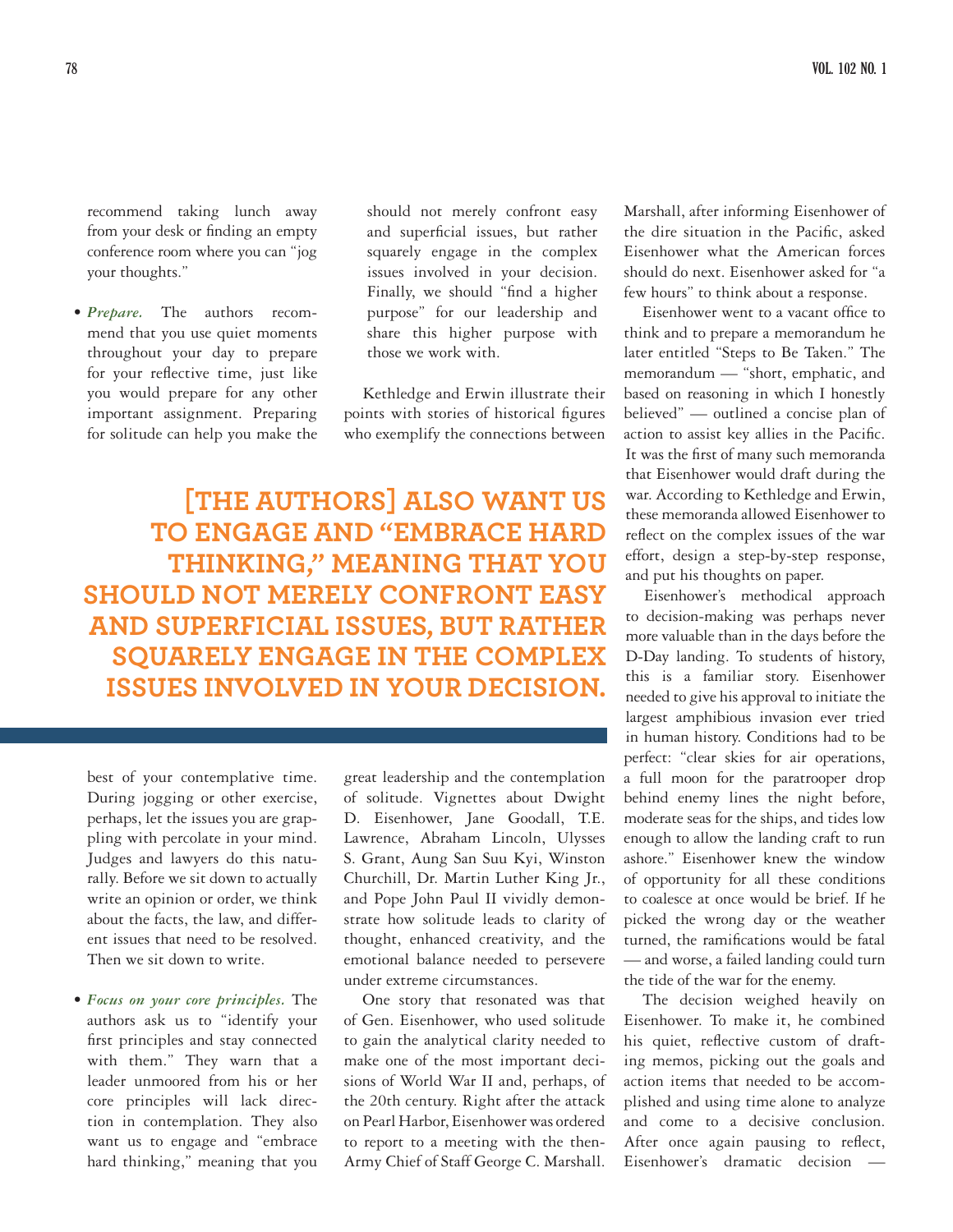recommend taking lunch away from your desk or finding an empty conference room where you can "jog your thoughts."

- ***Prepare.*** The authors recommend that you use quiet moments throughout your day to prepare for your reflective time, just like you would prepare for any other important assignment. Preparing for solitude can help you make the best of your contemplative time. During jogging or other exercise, perhaps, let the issues you are grappling with percolate in your mind. Judges and lawyers do this naturally. Before we sit down to actually write an opinion or order, we think about the facts, the law, and different issues that need to be resolved. Then we sit down to write.

- ***Focus on your core principles.*** The authors ask us to "identify your first principles and stay connected with them." They warn that a leader unmoored from his or her core principles will lack direction in contemplation. They also want us to engage and "embrace hard thinking," meaning that you should not merely confront easy and superficial issues, but rather squarely engage in the complex issues involved in your decision. Finally, we should "find a higher purpose" for our leadership and share this higher purpose with those we work with.

**[THE AUTHORS] ALSO WANT US TO ENGAGE AND "EMBRACE HARD THINKING," MEANING THAT YOU SHOULD NOT MERELY CONFRONT EASY AND SUPERFICIAL ISSUES, BUT RATHER SQUARELY ENGAGE IN THE COMPLEX ISSUES INVOLVED IN YOUR DECISION.**

Kethledge and Erwin illustrate their points with stories of historical figures who exemplify the connections between great leadership and the contemplation of solitude. Vignettes about Dwight D. Eisenhower, Jane Goodall, T.E. Lawrence, Abraham Lincoln, Ulysses S. Grant, Aung San Suu Kyi, Winston Churchill, Dr. Martin Luther King Jr., and Pope John Paul II vividly demonstrate how solitude leads to clarity of thought, enhanced creativity, and the emotional balance needed to persevere under extreme circumstances.

One story that resonated was that of Gen. Eisenhower, who used solitude to gain the analytical clarity needed to make one of the most important decisions of World War II and, perhaps, of the 20th century. Right after the attack on Pearl Harbor, Eisenhower was ordered to report to a meeting with the then-Army Chief of Staff George C. Marshall. Marshall, after informing Eisenhower of the dire situation in the Pacific, asked Eisenhower what the American forces should do next. Eisenhower asked for "a few hours" to think about a response.

Eisenhower went to a vacant office to think and to prepare a memorandum he later entitled "Steps to Be Taken." The memorandum — "short, emphatic, and based on reasoning in which I honestly believed" — outlined a concise plan of action to assist key allies in the Pacific. It was the first of many such memoranda that Eisenhower would draft during the war. According to Kethledge and Erwin, these memoranda allowed Eisenhower to reflect on the complex issues of the war effort, design a step-by-step response, and put his thoughts on paper.

Eisenhower's methodical approach to decision-making was perhaps never more valuable than in the days before the D-Day landing. To students of history, this is a familiar story. Eisenhower needed to give his approval to initiate the largest amphibious invasion ever tried in human history. Conditions had to be perfect: "clear skies for air operations, a full moon for the paratrooper drop behind enemy lines the night before, moderate seas for the ships, and tides low enough to allow the landing craft to run ashore." Eisenhower knew the window of opportunity for all these conditions to coalesce at once would be brief. If he picked the wrong day or the weather turned, the ramifications would be fatal — and worse, a failed landing could turn the tide of the war for the enemy.

The decision weighed heavily on Eisenhower. To make it, he combined his quiet, reflective custom of drafting memos, picking out the goals and action items that needed to be accomplished and using time alone to analyze and come to a decisive conclusion. After once again pausing to reflect, Eisenhower's dramatic decision —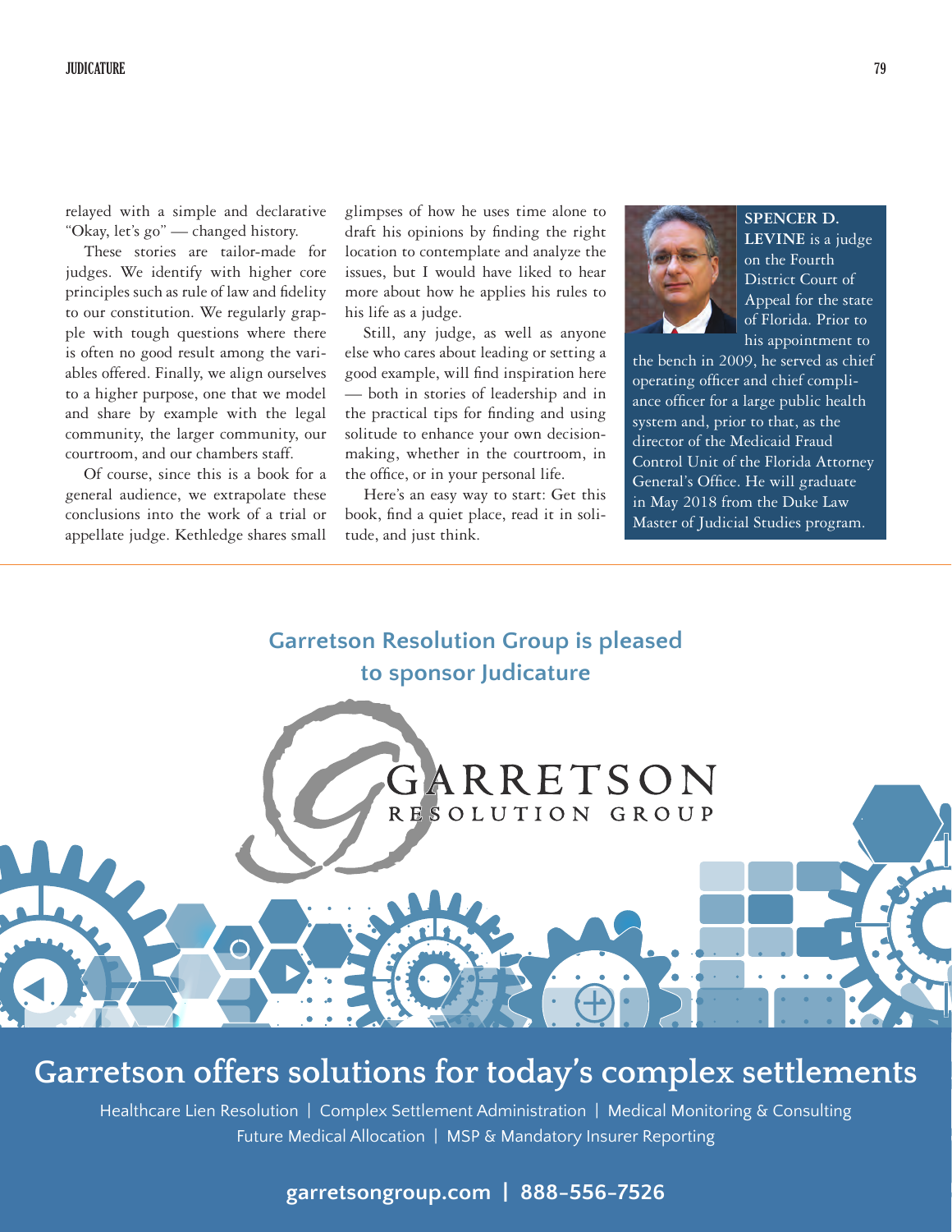relayed with a simple and declarative "Okay, let's go" — changed history.

These stories are tailor-made for judges. We identify with higher core principles such as rule of law and fidelity to our constitution. We regularly grapple with tough questions where there is often no good result among the variables offered. Finally, we align ourselves to a higher purpose, one that we model and share by example with the legal community, the larger community, our courtroom, and our chambers staff.

Of course, since this is a book for a general audience, we extrapolate these conclusions into the work of a trial or appellate judge. Kethledge shares small glimpses of how he uses time alone to draft his opinions by finding the right location to contemplate and analyze the issues, but I would have liked to hear more about how he applies his rules to his life as a judge.

Still, any judge, as well as anyone else who cares about leading or setting a good example, will find inspiration here — both in stories of leadership and in the practical tips for finding and using solitude to enhance your own decision-making, whether in the courtroom, in the office, or in your personal life.

Here's an easy way to start: Get this book, find a quiet place, read it in solitude, and just think.

**SPENCER D. LEVINE** is a judge on the Fourth District Court of Appeal for the state of Florida. Prior to his appointment to the bench in 2009, he served as chief operating officer and chief compliance officer for a large public health system and, prior to that, as the director of the Medicaid Fraud Control Unit of the Florida Attorney General's Office. He will graduate in May 2018 from the Duke Law Master of Judicial Studies program.

---

Garretson Resolution Group is pleased to sponsor Judicature

GARRETSON RESOLUTION GROUP

## Garretson offers solutions for today's complex settlements

Healthcare Lien Resolution | Complex Settlement Administration | Medical Monitoring & Consulting
Future Medical Allocation | MSP & Mandatory Insurer Reporting

garretsongroup.com | 888-556-7526